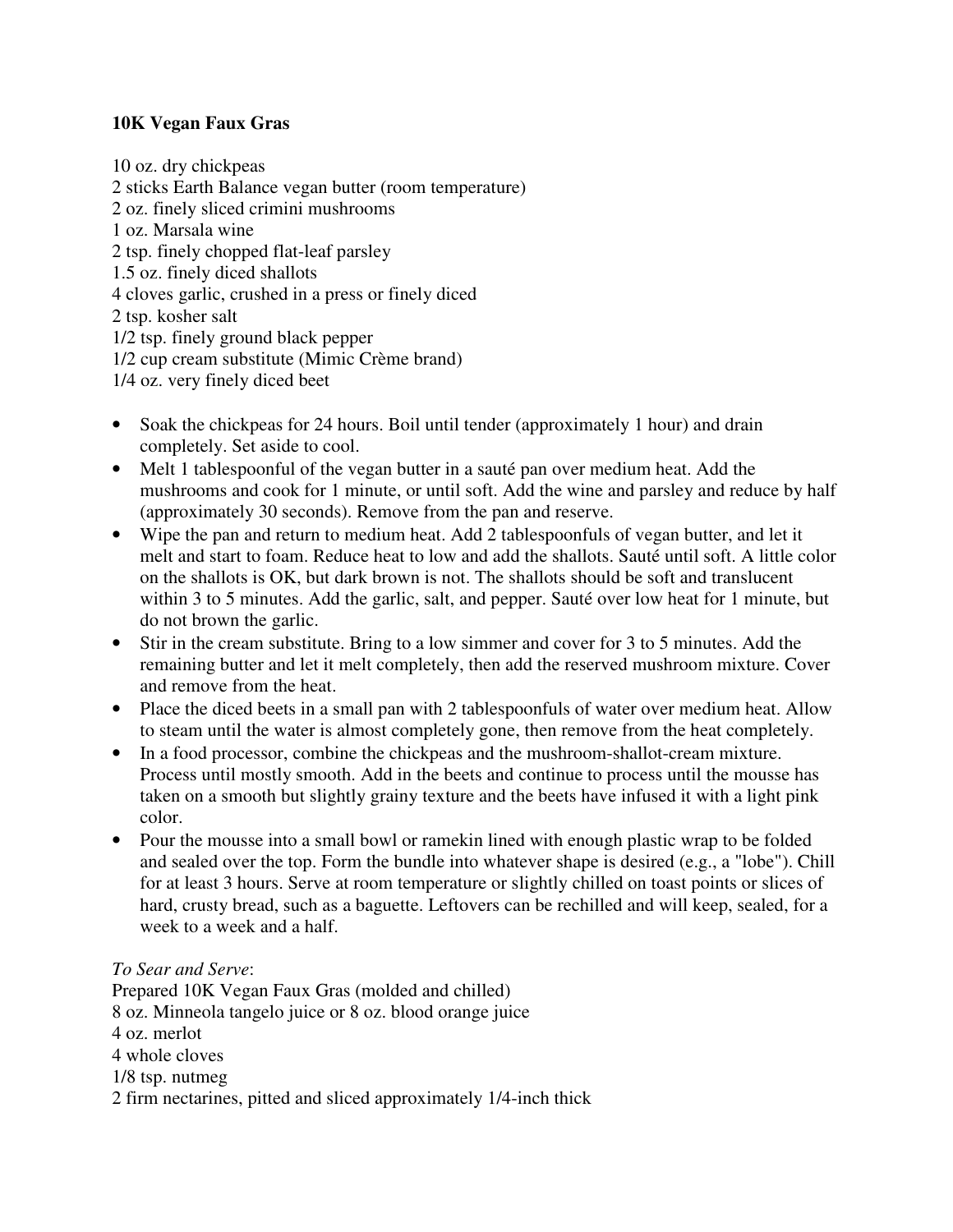**10K Vegan Faux Gras**

10 oz. dry chickpeas
2 sticks Earth Balance vegan butter (room temperature)
2 oz. finely sliced crimini mushrooms
1 oz. Marsala wine
2 tsp. finely chopped flat-leaf parsley
1.5 oz. finely diced shallots
4 cloves garlic, crushed in a press or finely diced
2 tsp. kosher salt
1/2 tsp. finely ground black pepper
1/2 cup cream substitute (Mimic Crème brand)
1/4 oz. very finely diced beet

- Soak the chickpeas for 24 hours. Boil until tender (approximately 1 hour) and drain completely. Set aside to cool.
- Melt 1 tablespoonful of the vegan butter in a sauté pan over medium heat. Add the mushrooms and cook for 1 minute, or until soft. Add the wine and parsley and reduce by half (approximately 30 seconds). Remove from the pan and reserve.
- Wipe the pan and return to medium heat. Add 2 tablespoonfuls of vegan butter, and let it melt and start to foam. Reduce heat to low and add the shallots. Sauté until soft. A little color on the shallots is OK, but dark brown is not. The shallots should be soft and translucent within 3 to 5 minutes. Add the garlic, salt, and pepper. Sauté over low heat for 1 minute, but do not brown the garlic.
- Stir in the cream substitute. Bring to a low simmer and cover for 3 to 5 minutes. Add the remaining butter and let it melt completely, then add the reserved mushroom mixture. Cover and remove from the heat.
- Place the diced beets in a small pan with 2 tablespoonfuls of water over medium heat. Allow to steam until the water is almost completely gone, then remove from the heat completely.
- In a food processor, combine the chickpeas and the mushroom-shallot-cream mixture. Process until mostly smooth. Add in the beets and continue to process until the mousse has taken on a smooth but slightly grainy texture and the beets have infused it with a light pink color.
- Pour the mousse into a small bowl or ramekin lined with enough plastic wrap to be folded and sealed over the top. Form the bundle into whatever shape is desired (e.g., a "lobe"). Chill for at least 3 hours. Serve at room temperature or slightly chilled on toast points or slices of hard, crusty bread, such as a baguette. Leftovers can be rechilled and will keep, sealed, for a week to a week and a half.

*To Sear and Serve*:
Prepared 10K Vegan Faux Gras (molded and chilled)
8 oz. Minneola tangelo juice or 8 oz. blood orange juice
4 oz. merlot
4 whole cloves
1/8 tsp. nutmeg
2 firm nectarines, pitted and sliced approximately 1/4-inch thick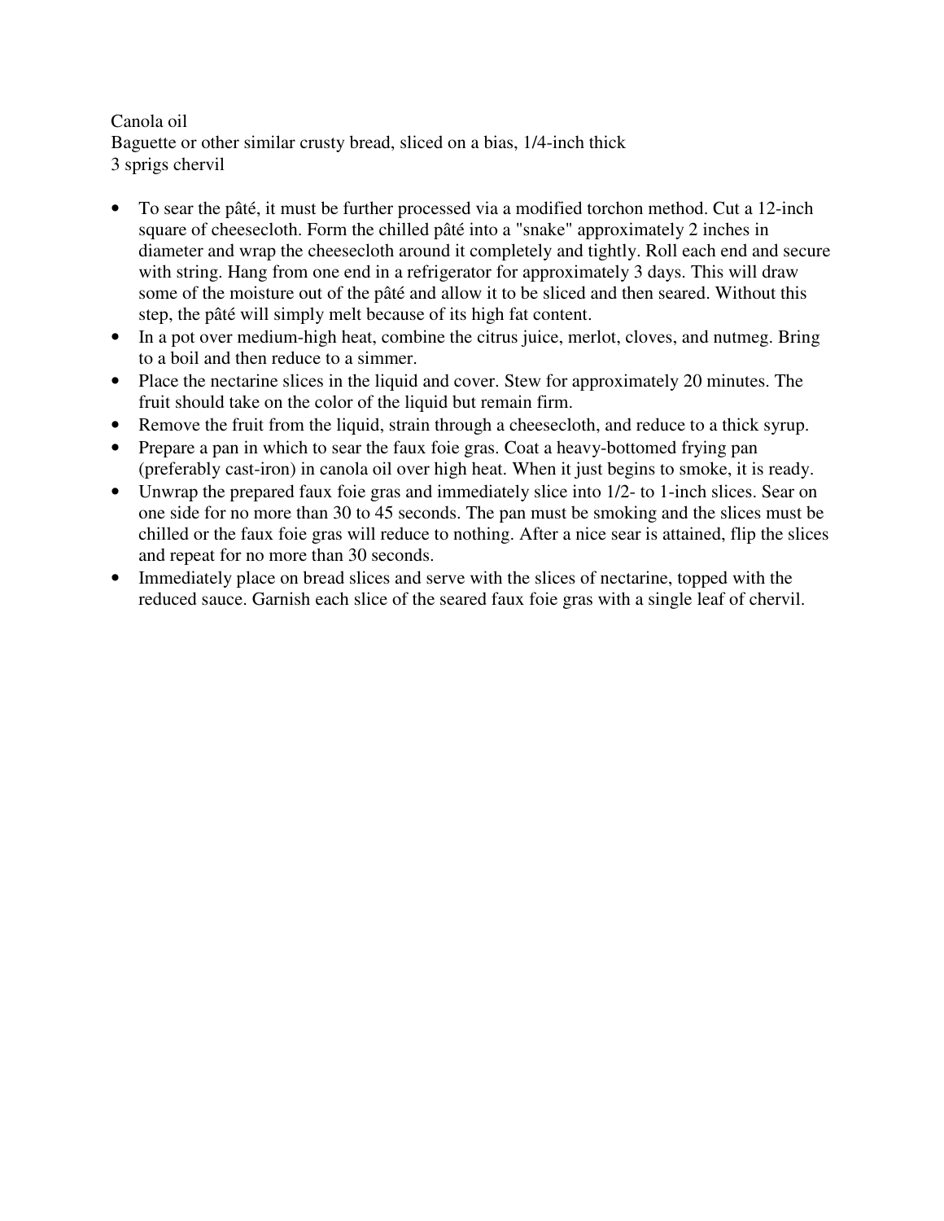Canola oil
Baguette or other similar crusty bread, sliced on a bias, 1/4-inch thick
3 sprigs chervil

- To sear the pâté, it must be further processed via a modified torchon method. Cut a 12-inch square of cheesecloth. Form the chilled pâté into a "snake" approximately 2 inches in diameter and wrap the cheesecloth around it completely and tightly. Roll each end and secure with string. Hang from one end in a refrigerator for approximately 3 days. This will draw some of the moisture out of the pâté and allow it to be sliced and then seared. Without this step, the pâté will simply melt because of its high fat content.
- In a pot over medium-high heat, combine the citrus juice, merlot, cloves, and nutmeg. Bring to a boil and then reduce to a simmer.
- Place the nectarine slices in the liquid and cover. Stew for approximately 20 minutes. The fruit should take on the color of the liquid but remain firm.
- Remove the fruit from the liquid, strain through a cheesecloth, and reduce to a thick syrup.
- Prepare a pan in which to sear the faux foie gras. Coat a heavy-bottomed frying pan (preferably cast-iron) in canola oil over high heat. When it just begins to smoke, it is ready.
- Unwrap the prepared faux foie gras and immediately slice into 1/2- to 1-inch slices. Sear on one side for no more than 30 to 45 seconds. The pan must be smoking and the slices must be chilled or the faux foie gras will reduce to nothing. After a nice sear is attained, flip the slices and repeat for no more than 30 seconds.
- Immediately place on bread slices and serve with the slices of nectarine, topped with the reduced sauce. Garnish each slice of the seared faux foie gras with a single leaf of chervil.